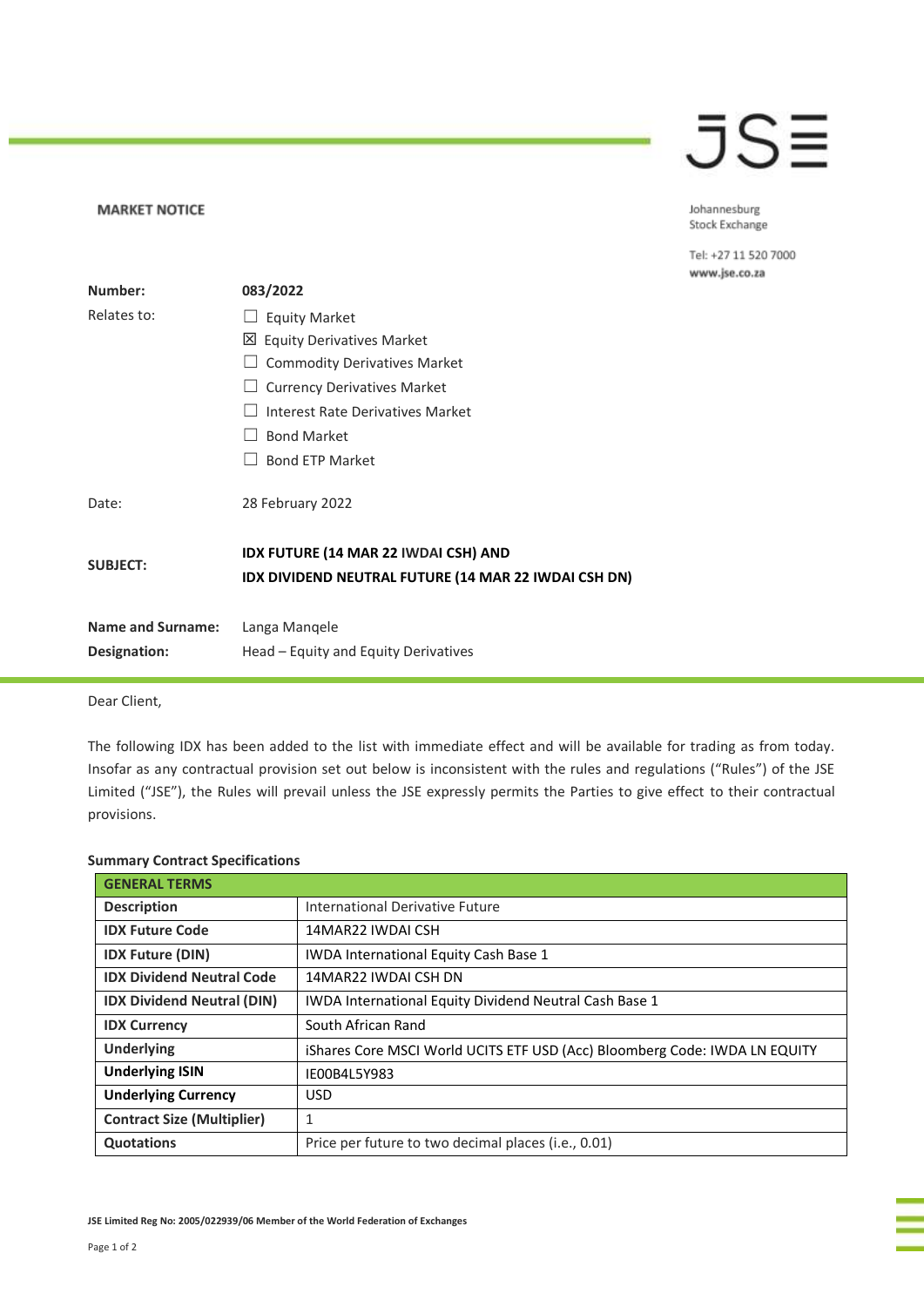**MARKET NOTICE**

Johannesburg Stock Exchange

Tel: +27 11 520 7000
www.jse.co.za

| | |
|---|---|
| **Number:** | **083/2022** |
| Relates to: | ☐ Equity Market<br>☒ Equity Derivatives Market<br>☐ Commodity Derivatives Market<br>☐ Currency Derivatives Market<br>☐ Interest Rate Derivatives Market<br>☐ Bond Market<br>☐ Bond ETP Market |
| Date: | 28 February 2022 |
| **SUBJECT:** | **IDX FUTURE (14 MAR 22 IWDAI CSH) AND IDX DIVIDEND NEUTRAL FUTURE (14 MAR 22 IWDAI CSH DN)** |
| **Name and Surname:** | Langa Manqele |
| **Designation:** | Head – Equity and Equity Derivatives |

Dear Client,

The following IDX has been added to the list with immediate effect and will be available for trading as from today. Insofar as any contractual provision set out below is inconsistent with the rules and regulations ("Rules") of the JSE Limited ("JSE"), the Rules will prevail unless the JSE expressly permits the Parties to give effect to their contractual provisions.

**Summary Contract Specifications**

| **GENERAL TERMS** | |
|---|---|
| **Description** | International Derivative Future |
| **IDX Future Code** | 14MAR22 IWDAI CSH |
| **IDX Future (DIN)** | IWDA International Equity Cash Base 1 |
| **IDX Dividend Neutral Code** | 14MAR22 IWDAI CSH DN |
| **IDX Dividend Neutral (DIN)** | IWDA International Equity Dividend Neutral Cash Base 1 |
| **IDX Currency** | South African Rand |
| **Underlying** | iShares Core MSCI World UCITS ETF USD (Acc) Bloomberg Code: IWDA LN EQUITY |
| **Underlying ISIN** | IE00B4L5Y983 |
| **Underlying Currency** | USD |
| **Contract Size (Multiplier)** | 1 |
| **Quotations** | Price per future to two decimal places (i.e., 0.01) |

JSE Limited Reg No: 2005/022939/06 Member of the World Federation of Exchanges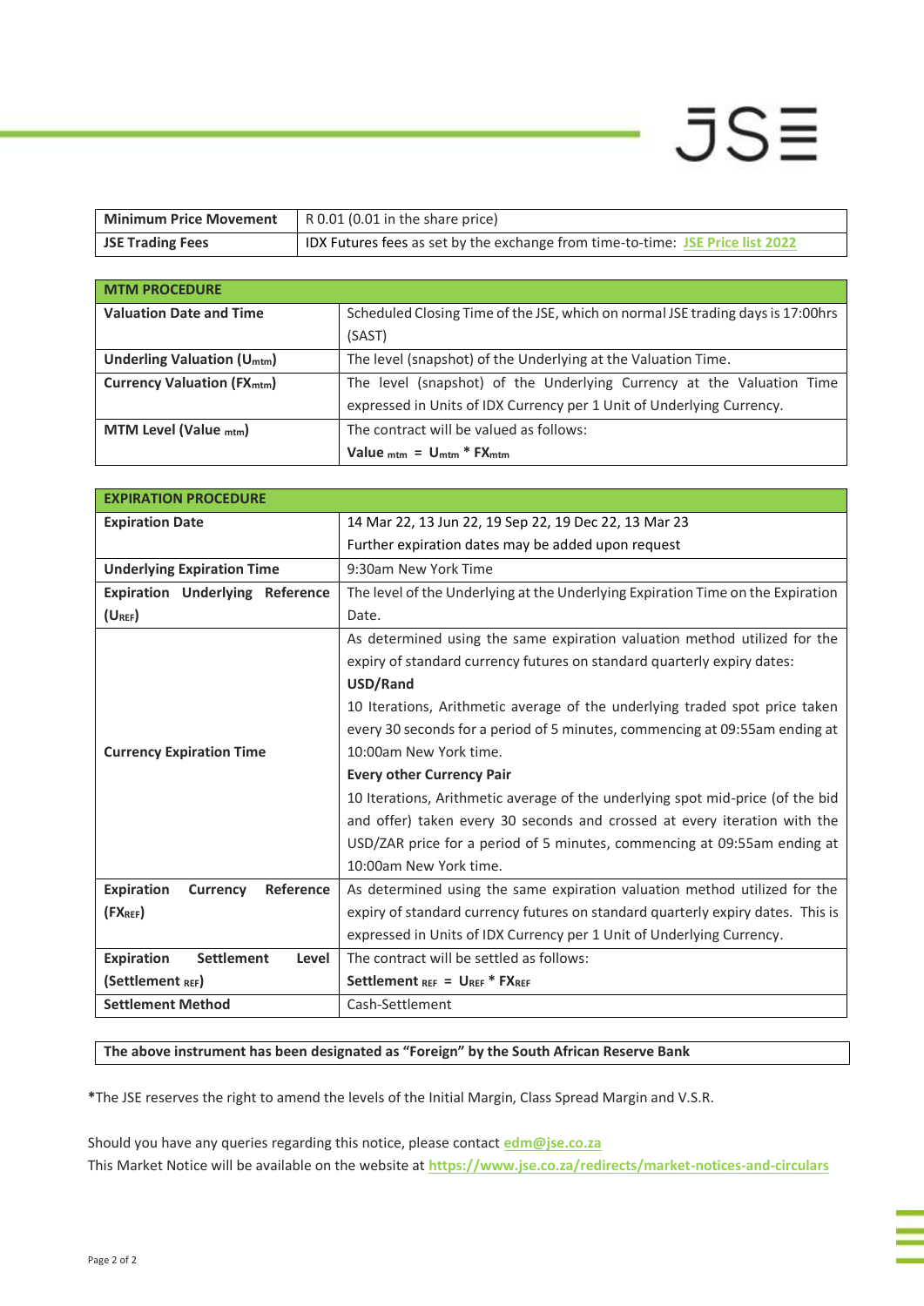| | |
|---|---|
| **Minimum Price Movement** | R 0.01 (0.01 in the share price) |
| **JSE Trading Fees** | IDX Futures fees as set by the exchange from time-to-time: **JSE Price list 2022** |

| **MTM PROCEDURE** | |
|---|---|
| **Valuation Date and Time** | Scheduled Closing Time of the JSE, which on normal JSE trading days is 17:00hrs (SAST) |
| **Underling Valuation ($U_{mtm}$)** | The level (snapshot) of the Underlying at the Valuation Time. |
| **Currency Valuation ($FX_{mtm}$)** | The level (snapshot) of the Underlying Currency at the Valuation Time expressed in Units of IDX Currency per 1 Unit of Underlying Currency. |
| **MTM Level (Value $_{mtm}$)** | The contract will be valued as follows: **Value $_{mtm}$ = $U_{mtm}$ * $FX_{mtm}$** |

| **EXPIRATION PROCEDURE** | |
|---|---|
| **Expiration Date** | 14 Mar 22, 13 Jun 22, 19 Sep 22, 19 Dec 22, 13 Mar 23<br>Further expiration dates may be added upon request |
| **Underlying Expiration Time** | 9:30am New York Time |
| **Expiration Underlying Reference ($U_{REF}$)** | The level of the Underlying at the Underlying Expiration Time on the Expiration Date. |
| **Currency Expiration Time** | As determined using the same expiration valuation method utilized for the expiry of standard currency futures on standard quarterly expiry dates:<br>**USD/Rand**<br>10 Iterations, Arithmetic average of the underlying traded spot price taken every 30 seconds for a period of 5 minutes, commencing at 09:55am ending at 10:00am New York time.<br>**Every other Currency Pair**<br>10 Iterations, Arithmetic average of the underlying spot mid-price (of the bid and offer) taken every 30 seconds and crossed at every iteration with the USD/ZAR price for a period of 5 minutes, commencing at 09:55am ending at 10:00am New York time. |
| **Expiration Currency Reference ($FX_{REF}$)** | As determined using the same expiration valuation method utilized for the expiry of standard currency futures on standard quarterly expiry dates. This is expressed in Units of IDX Currency per 1 Unit of Underlying Currency. |
| **Expiration Settlement Level (Settlement $_{REF}$)** | The contract will be settled as follows:<br>**Settlement $_{REF}$ = $U_{REF}$ * $FX_{REF}$** |
| **Settlement Method** | Cash-Settlement |

**The above instrument has been designated as "Foreign" by the South African Reserve Bank**

*The JSE reserves the right to amend the levels of the Initial Margin, Class Spread Margin and V.S.R.

Should you have any queries regarding this notice, please contact edm@jse.co.za
This Market Notice will be available on the website at https://www.jse.co.za/redirects/market-notices-and-circulars